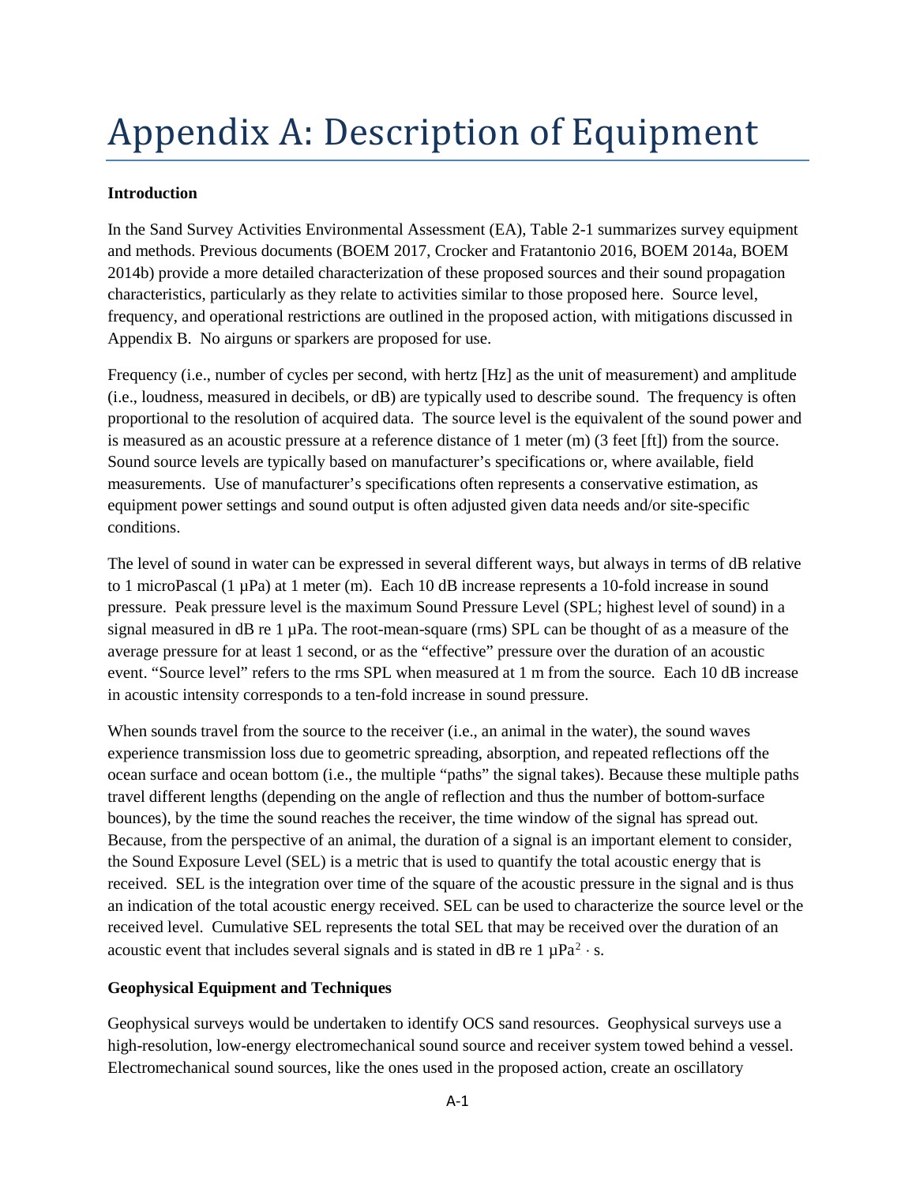# Appendix A: Description of Equipment

**Introduction**

In the Sand Survey Activities Environmental Assessment (EA), Table 2-1 summarizes survey equipment and methods. Previous documents (BOEM 2017, Crocker and Fratantonio 2016, BOEM 2014a, BOEM 2014b) provide a more detailed characterization of these proposed sources and their sound propagation characteristics, particularly as they relate to activities similar to those proposed here. Source level, frequency, and operational restrictions are outlined in the proposed action, with mitigations discussed in Appendix B. No airguns or sparkers are proposed for use.

Frequency (i.e., number of cycles per second, with hertz [Hz] as the unit of measurement) and amplitude (i.e., loudness, measured in decibels, or dB) are typically used to describe sound. The frequency is often proportional to the resolution of acquired data. The source level is the equivalent of the sound power and is measured as an acoustic pressure at a reference distance of 1 meter (m) (3 feet [ft]) from the source. Sound source levels are typically based on manufacturer's specifications or, where available, field measurements. Use of manufacturer's specifications often represents a conservative estimation, as equipment power settings and sound output is often adjusted given data needs and/or site-specific conditions.

The level of sound in water can be expressed in several different ways, but always in terms of dB relative to 1 microPascal (1 µPa) at 1 meter (m). Each 10 dB increase represents a 10-fold increase in sound pressure. Peak pressure level is the maximum Sound Pressure Level (SPL; highest level of sound) in a signal measured in dB re 1 µPa. The root-mean-square (rms) SPL can be thought of as a measure of the average pressure for at least 1 second, or as the "effective" pressure over the duration of an acoustic event. "Source level" refers to the rms SPL when measured at 1 m from the source. Each 10 dB increase in acoustic intensity corresponds to a ten-fold increase in sound pressure.

When sounds travel from the source to the receiver (i.e., an animal in the water), the sound waves experience transmission loss due to geometric spreading, absorption, and repeated reflections off the ocean surface and ocean bottom (i.e., the multiple "paths" the signal takes). Because these multiple paths travel different lengths (depending on the angle of reflection and thus the number of bottom-surface bounces), by the time the sound reaches the receiver, the time window of the signal has spread out. Because, from the perspective of an animal, the duration of a signal is an important element to consider, the Sound Exposure Level (SEL) is a metric that is used to quantify the total acoustic energy that is received. SEL is the integration over time of the square of the acoustic pressure in the signal and is thus an indication of the total acoustic energy received. SEL can be used to characterize the source level or the received level. Cumulative SEL represents the total SEL that may be received over the duration of an acoustic event that includes several signals and is stated in dB re 1 $\mu Pa^2 \cdot s$.

**Geophysical Equipment and Techniques**

Geophysical surveys would be undertaken to identify OCS sand resources. Geophysical surveys use a high-resolution, low-energy electromechanical sound source and receiver system towed behind a vessel. Electromechanical sound sources, like the ones used in the proposed action, create an oscillatory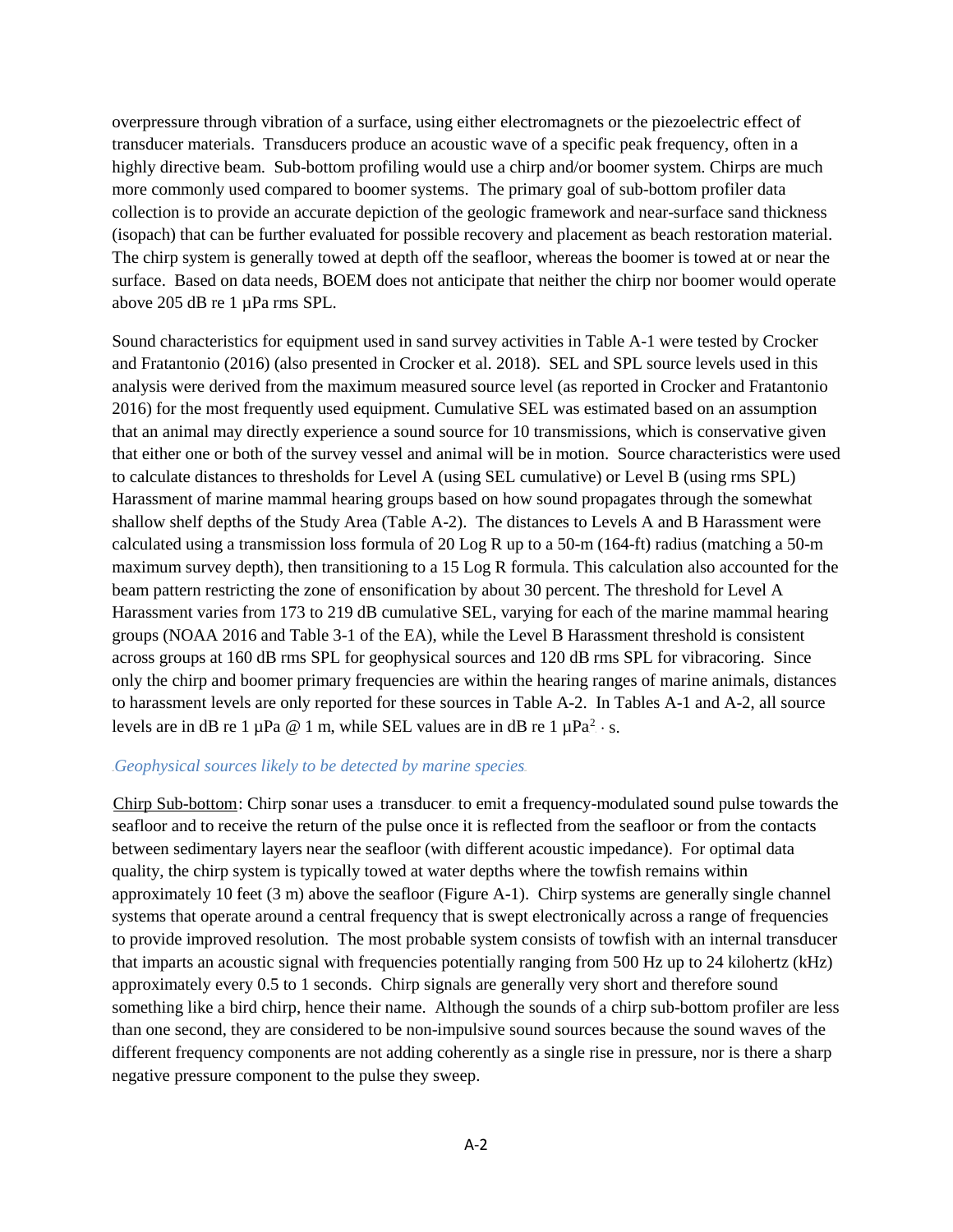overpressure through vibration of a surface, using either electromagnets or the piezoelectric effect of transducer materials. Transducers produce an acoustic wave of a specific peak frequency, often in a highly directive beam. Sub-bottom profiling would use a chirp and/or boomer system. Chirps are much more commonly used compared to boomer systems. The primary goal of sub-bottom profiler data collection is to provide an accurate depiction of the geologic framework and near-surface sand thickness (isopach) that can be further evaluated for possible recovery and placement as beach restoration material. The chirp system is generally towed at depth off the seafloor, whereas the boomer is towed at or near the surface. Based on data needs, BOEM does not anticipate that neither the chirp nor boomer would operate above 205 dB re 1 µPa rms SPL.

Sound characteristics for equipment used in sand survey activities in Table A-1 were tested by Crocker and Fratantonio (2016) (also presented in Crocker et al. 2018). SEL and SPL source levels used in this analysis were derived from the maximum measured source level (as reported in Crocker and Fratantonio 2016) for the most frequently used equipment. Cumulative SEL was estimated based on an assumption that an animal may directly experience a sound source for 10 transmissions, which is conservative given that either one or both of the survey vessel and animal will be in motion. Source characteristics were used to calculate distances to thresholds for Level A (using SEL cumulative) or Level B (using rms SPL) Harassment of marine mammal hearing groups based on how sound propagates through the somewhat shallow shelf depths of the Study Area (Table A-2). The distances to Levels A and B Harassment were calculated using a transmission loss formula of 20 Log R up to a 50-m (164-ft) radius (matching a 50-m maximum survey depth), then transitioning to a 15 Log R formula. This calculation also accounted for the beam pattern restricting the zone of ensonification by about 30 percent. The threshold for Level A Harassment varies from 173 to 219 dB cumulative SEL, varying for each of the marine mammal hearing groups (NOAA 2016 and Table 3-1 of the EA), while the Level B Harassment threshold is consistent across groups at 160 dB rms SPL for geophysical sources and 120 dB rms SPL for vibracoring. Since only the chirp and boomer primary frequencies are within the hearing ranges of marine animals, distances to harassment levels are only reported for these sources in Table A-2. In Tables A-1 and A-2, all source levels are in dB re 1 µPa @ 1 m, while SEL values are in dB re 1 $\mu Pa^2 \cdot s$.

### *Geophysical sources likely to be detected by marine species*

Chirp Sub-bottom: Chirp sonar uses a transducer to emit a frequency-modulated sound pulse towards the seafloor and to receive the return of the pulse once it is reflected from the seafloor or from the contacts between sedimentary layers near the seafloor (with different acoustic impedance). For optimal data quality, the chirp system is typically towed at water depths where the towfish remains within approximately 10 feet (3 m) above the seafloor (Figure A-1). Chirp systems are generally single channel systems that operate around a central frequency that is swept electronically across a range of frequencies to provide improved resolution. The most probable system consists of towfish with an internal transducer that imparts an acoustic signal with frequencies potentially ranging from 500 Hz up to 24 kilohertz (kHz) approximately every 0.5 to 1 seconds. Chirp signals are generally very short and therefore sound something like a bird chirp, hence their name. Although the sounds of a chirp sub-bottom profiler are less than one second, they are considered to be non-impulsive sound sources because the sound waves of the different frequency components are not adding coherently as a single rise in pressure, nor is there a sharp negative pressure component to the pulse they sweep.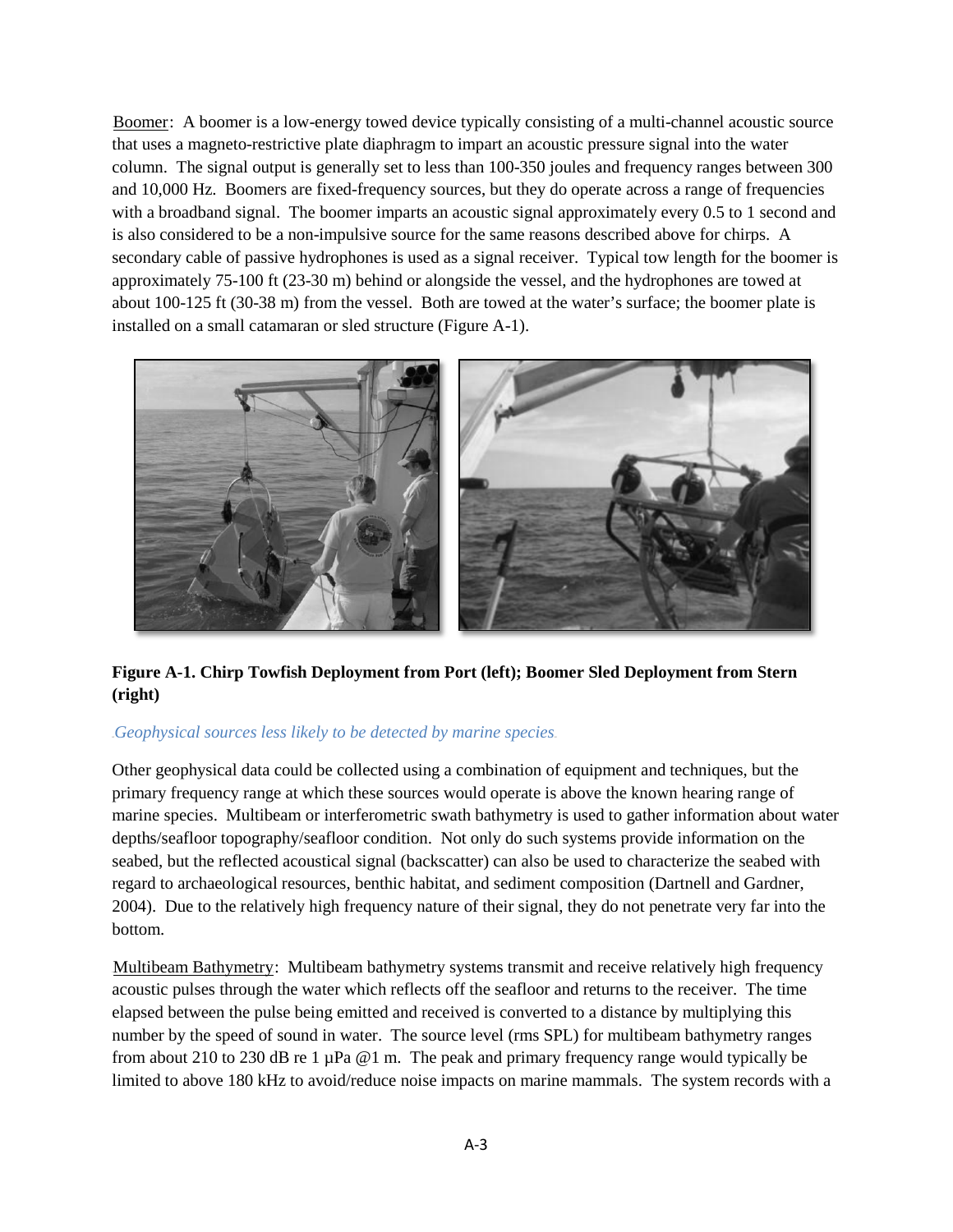Boomer: A boomer is a low-energy towed device typically consisting of a multi-channel acoustic source that uses a magneto-restrictive plate diaphragm to impart an acoustic pressure signal into the water column. The signal output is generally set to less than 100-350 joules and frequency ranges between 300 and 10,000 Hz. Boomers are fixed-frequency sources, but they do operate across a range of frequencies with a broadband signal. The boomer imparts an acoustic signal approximately every 0.5 to 1 second and is also considered to be a non-impulsive source for the same reasons described above for chirps. A secondary cable of passive hydrophones is used as a signal receiver. Typical tow length for the boomer is approximately 75-100 ft (23-30 m) behind or alongside the vessel, and the hydrophones are towed at about 100-125 ft (30-38 m) from the vessel. Both are towed at the water's surface; the boomer plate is installed on a small catamaran or sled structure (Figure A-1).

**Figure A-1. Chirp Towfish Deployment from Port (left); Boomer Sled Deployment from Stern (right)**

*Geophysical sources less likely to be detected by marine species.*

Other geophysical data could be collected using a combination of equipment and techniques, but the primary frequency range at which these sources would operate is above the known hearing range of marine species. Multibeam or interferometric swath bathymetry is used to gather information about water depths/seafloor topography/seafloor condition. Not only do such systems provide information on the seabed, but the reflected acoustical signal (backscatter) can also be used to characterize the seabed with regard to archaeological resources, benthic habitat, and sediment composition (Dartnell and Gardner, 2004). Due to the relatively high frequency nature of their signal, they do not penetrate very far into the bottom.

Multibeam Bathymetry: Multibeam bathymetry systems transmit and receive relatively high frequency acoustic pulses through the water which reflects off the seafloor and returns to the receiver. The time elapsed between the pulse being emitted and received is converted to a distance by multiplying this number by the speed of sound in water. The source level (rms SPL) for multibeam bathymetry ranges from about 210 to 230 dB re 1 µPa @1 m. The peak and primary frequency range would typically be limited to above 180 kHz to avoid/reduce noise impacts on marine mammals. The system records with a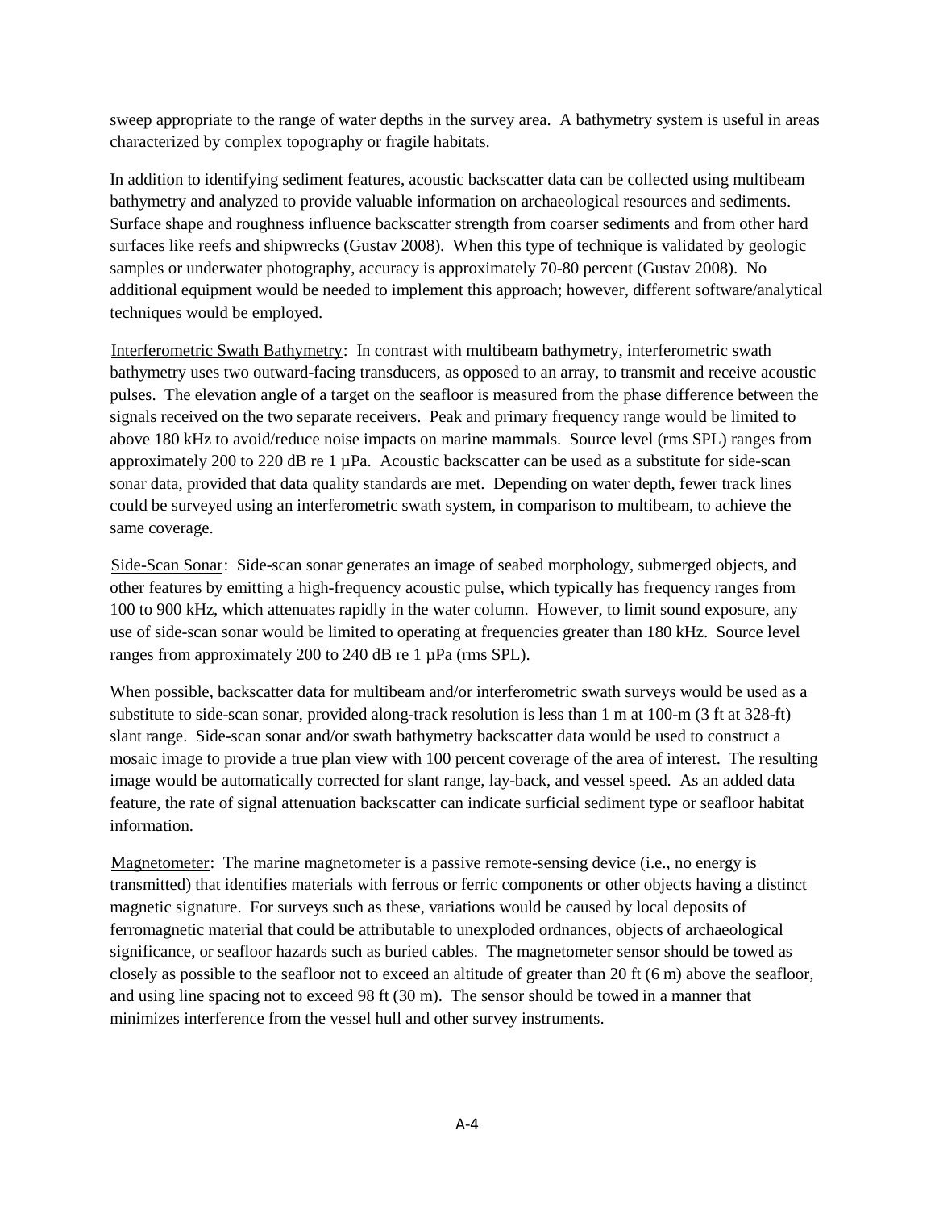sweep appropriate to the range of water depths in the survey area. A bathymetry system is useful in areas characterized by complex topography or fragile habitats.

In addition to identifying sediment features, acoustic backscatter data can be collected using multibeam bathymetry and analyzed to provide valuable information on archaeological resources and sediments. Surface shape and roughness influence backscatter strength from coarser sediments and from other hard surfaces like reefs and shipwrecks (Gustav 2008). When this type of technique is validated by geologic samples or underwater photography, accuracy is approximately 70-80 percent (Gustav 2008). No additional equipment would be needed to implement this approach; however, different software/analytical techniques would be employed.

<u>Interferometric Swath Bathymetry</u>: In contrast with multibeam bathymetry, interferometric swath bathymetry uses two outward-facing transducers, as opposed to an array, to transmit and receive acoustic pulses. The elevation angle of a target on the seafloor is measured from the phase difference between the signals received on the two separate receivers. Peak and primary frequency range would be limited to above 180 kHz to avoid/reduce noise impacts on marine mammals. Source level (rms SPL) ranges from approximately 200 to 220 dB re 1 µPa. Acoustic backscatter can be used as a substitute for side-scan sonar data, provided that data quality standards are met. Depending on water depth, fewer track lines could be surveyed using an interferometric swath system, in comparison to multibeam, to achieve the same coverage.

<u>Side-Scan Sonar</u>: Side-scan sonar generates an image of seabed morphology, submerged objects, and other features by emitting a high-frequency acoustic pulse, which typically has frequency ranges from 100 to 900 kHz, which attenuates rapidly in the water column. However, to limit sound exposure, any use of side-scan sonar would be limited to operating at frequencies greater than 180 kHz. Source level ranges from approximately 200 to 240 dB re 1 µPa (rms SPL).

When possible, backscatter data for multibeam and/or interferometric swath surveys would be used as a substitute to side-scan sonar, provided along-track resolution is less than 1 m at 100-m (3 ft at 328-ft) slant range. Side-scan sonar and/or swath bathymetry backscatter data would be used to construct a mosaic image to provide a true plan view with 100 percent coverage of the area of interest. The resulting image would be automatically corrected for slant range, lay-back, and vessel speed. As an added data feature, the rate of signal attenuation backscatter can indicate surficial sediment type or seafloor habitat information.

<u>Magnetometer</u>: The marine magnetometer is a passive remote-sensing device (i.e., no energy is transmitted) that identifies materials with ferrous or ferric components or other objects having a distinct magnetic signature. For surveys such as these, variations would be caused by local deposits of ferromagnetic material that could be attributable to unexploded ordnances, objects of archaeological significance, or seafloor hazards such as buried cables. The magnetometer sensor should be towed as closely as possible to the seafloor not to exceed an altitude of greater than 20 ft (6 m) above the seafloor, and using line spacing not to exceed 98 ft (30 m). The sensor should be towed in a manner that minimizes interference from the vessel hull and other survey instruments.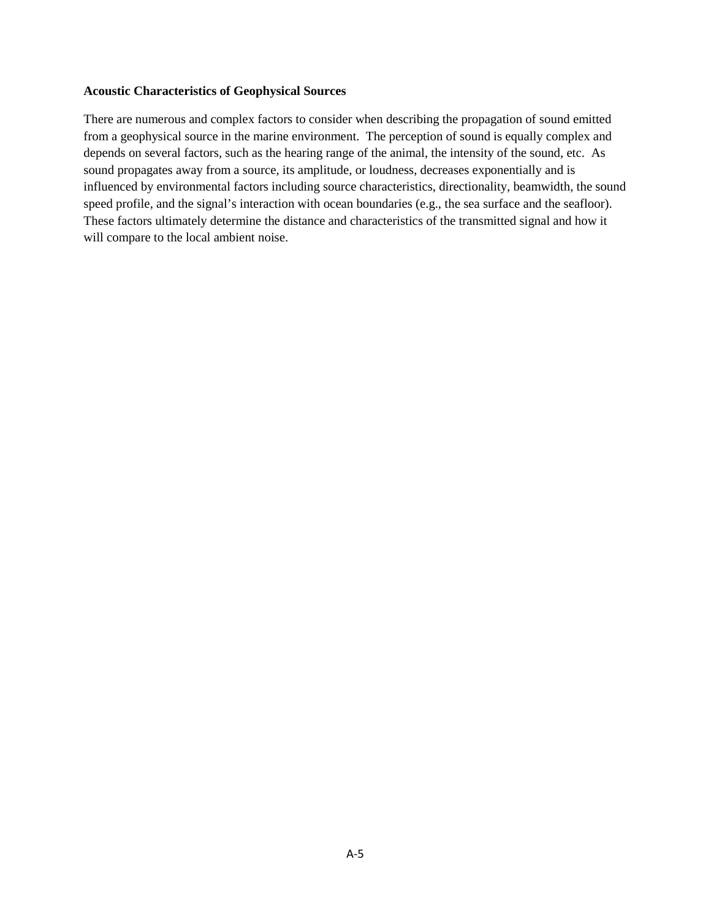**Acoustic Characteristics of Geophysical Sources**

There are numerous and complex factors to consider when describing the propagation of sound emitted from a geophysical source in the marine environment. The perception of sound is equally complex and depends on several factors, such as the hearing range of the animal, the intensity of the sound, etc. As sound propagates away from a source, its amplitude, or loudness, decreases exponentially and is influenced by environmental factors including source characteristics, directionality, beamwidth, the sound speed profile, and the signal's interaction with ocean boundaries (e.g., the sea surface and the seafloor). These factors ultimately determine the distance and characteristics of the transmitted signal and how it will compare to the local ambient noise.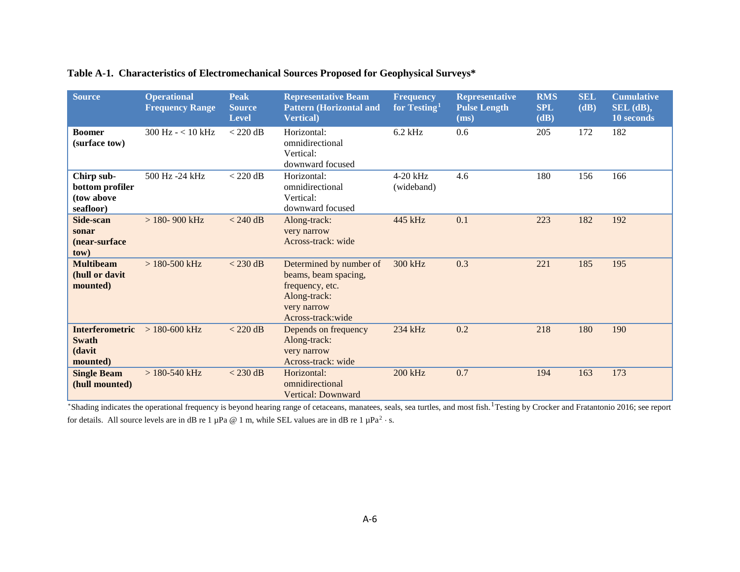**Table A-1. Characteristics of Electromechanical Sources Proposed for Geophysical Surveys***

| Source | Operational Frequency Range | Peak Source Level | Representative Beam Pattern (Horizontal and Vertical) | Frequency for Testing[1] | Representative Pulse Length (ms) | RMS SPL (dB) | SEL (dB) | Cumulative SEL (dB), 10 seconds |
|---|---|---|---|---|---|---|---|---|
| **Boomer (surface tow)** | 300 Hz - < 10 kHz | < 220 dB | Horizontal: omnidirectional Vertical: downward focused | 6.2 kHz | 0.6 | 205 | 172 | 182 |
| **Chirp sub-bottom profiler (tow above seafloor)** | 500 Hz -24 kHz | < 220 dB | Horizontal: omnidirectional Vertical: downward focused | 4-20 kHz (wideband) | 4.6 | 180 | 156 | 166 |
| **Side-scan sonar (near-surface tow)** | > 180- 900 kHz | < 240 dB | Along-track: very narrow Across-track: wide | 445 kHz | 0.1 | 223 | 182 | 192 |
| **Multibeam (hull or davit mounted)** | > 180-500 kHz | < 230 dB | Determined by number of beams, beam spacing, frequency, etc. Along-track: very narrow Across-track:wide | 300 kHz | 0.3 | 221 | 185 | 195 |
| **Interferometric Swath (davit mounted)** | > 180-600 kHz | < 220 dB | Depends on frequency Along-track: very narrow Across-track: wide | 234 kHz | 0.2 | 218 | 180 | 190 |
| **Single Beam (hull mounted)** | > 180-540 kHz | < 230 dB | Horizontal: omnidirectional Vertical: Downward | 200 kHz | 0.7 | 194 | 163 | 173 |

*Shading indicates the operational frequency is beyond hearing range of cetaceans, manatees, seals, sea turtles, and most fish. [1]Testing by Crocker and Fratantonio 2016; see report for details. All source levels are in dB re 1 μPa @ 1 m, while SEL values are in dB re 1 $\mu Pa^2 \cdot s$.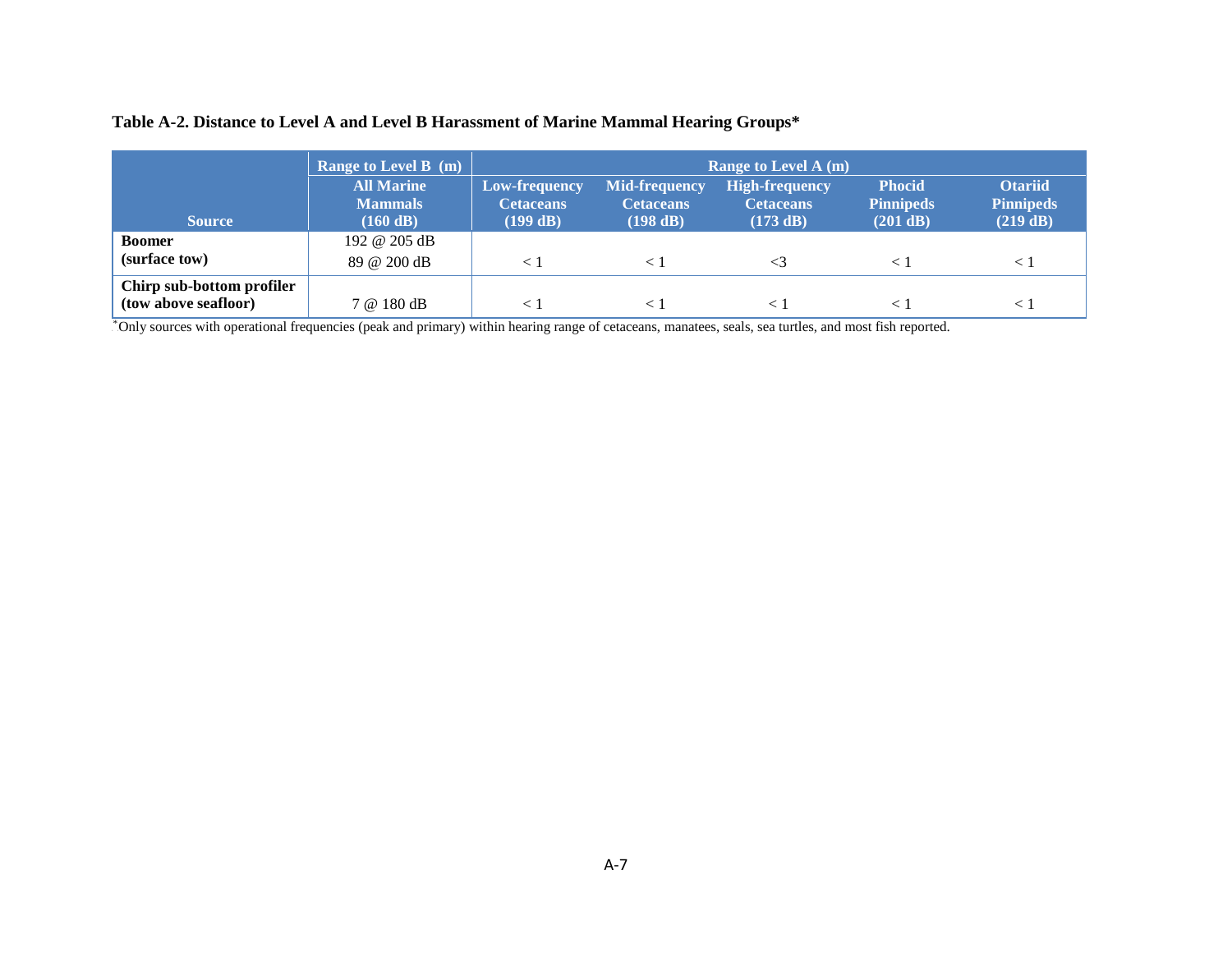**Table A-2. Distance to Level A and Level B Harassment of Marine Mammal Hearing Groups***

| Source | Range to Level B (m) | Range to Level A (m) | | | | |
|---|---|---|---|---|---|---|
| | All Marine Mammals (160 dB) | Low-frequency Cetaceans (199 dB) | Mid-frequency Cetaceans (198 dB) | High-frequency Cetaceans (173 dB) | Phocid Pinnipeds (201 dB) | Otariid Pinnipeds (219 dB) |
| **Boomer (surface tow)** | 192 @ 205 dB<br>89 @ 200 dB | < 1 | < 1 | <3 | < 1 | < 1 |
| **Chirp sub-bottom profiler (tow above seafloor)** | 7 @ 180 dB | < 1 | < 1 | < 1 | < 1 | < 1 |

*Only sources with operational frequencies (peak and primary) within hearing range of cetaceans, manatees, seals, sea turtles, and most fish reported.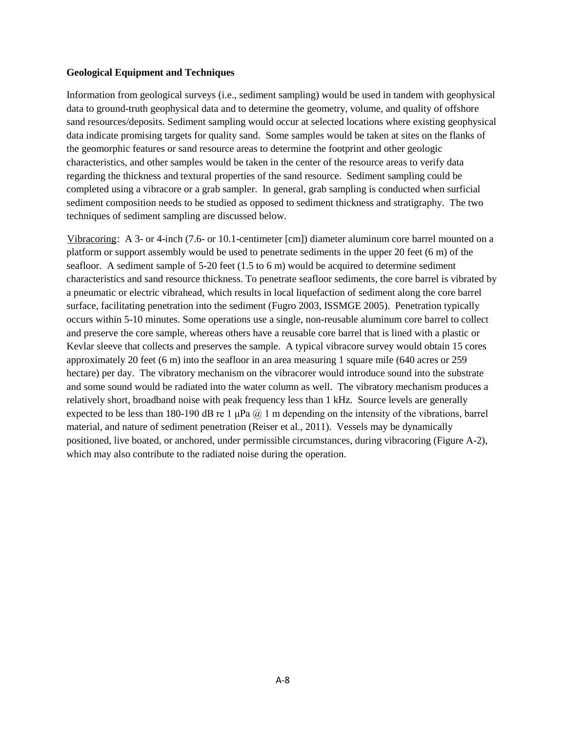**Geological Equipment and Techniques**

Information from geological surveys (i.e., sediment sampling) would be used in tandem with geophysical data to ground-truth geophysical data and to determine the geometry, volume, and quality of offshore sand resources/deposits. Sediment sampling would occur at selected locations where existing geophysical data indicate promising targets for quality sand. Some samples would be taken at sites on the flanks of the geomorphic features or sand resource areas to determine the footprint and other geologic characteristics, and other samples would be taken in the center of the resource areas to verify data regarding the thickness and textural properties of the sand resource. Sediment sampling could be completed using a vibracore or a grab sampler. In general, grab sampling is conducted when surficial sediment composition needs to be studied as opposed to sediment thickness and stratigraphy. The two techniques of sediment sampling are discussed below.

Vibracoring: A 3- or 4-inch (7.6- or 10.1-centimeter [cm]) diameter aluminum core barrel mounted on a platform or support assembly would be used to penetrate sediments in the upper 20 feet (6 m) of the seafloor. A sediment sample of 5-20 feet (1.5 to 6 m) would be acquired to determine sediment characteristics and sand resource thickness. To penetrate seafloor sediments, the core barrel is vibrated by a pneumatic or electric vibrahead, which results in local liquefaction of sediment along the core barrel surface, facilitating penetration into the sediment (Fugro 2003, ISSMGE 2005). Penetration typically occurs within 5-10 minutes. Some operations use a single, non-reusable aluminum core barrel to collect and preserve the core sample, whereas others have a reusable core barrel that is lined with a plastic or Kevlar sleeve that collects and preserves the sample. A typical vibracore survey would obtain 15 cores approximately 20 feet (6 m) into the seafloor in an area measuring 1 square mile (640 acres or 259 hectare) per day. The vibratory mechanism on the vibracorer would introduce sound into the substrate and some sound would be radiated into the water column as well. The vibratory mechanism produces a relatively short, broadband noise with peak frequency less than 1 kHz. Source levels are generally expected to be less than 180-190 dB re 1 μPa @ 1 m depending on the intensity of the vibrations, barrel material, and nature of sediment penetration (Reiser et al., 2011). Vessels may be dynamically positioned, live boated, or anchored, under permissible circumstances, during vibracoring (Figure A-2), which may also contribute to the radiated noise during the operation.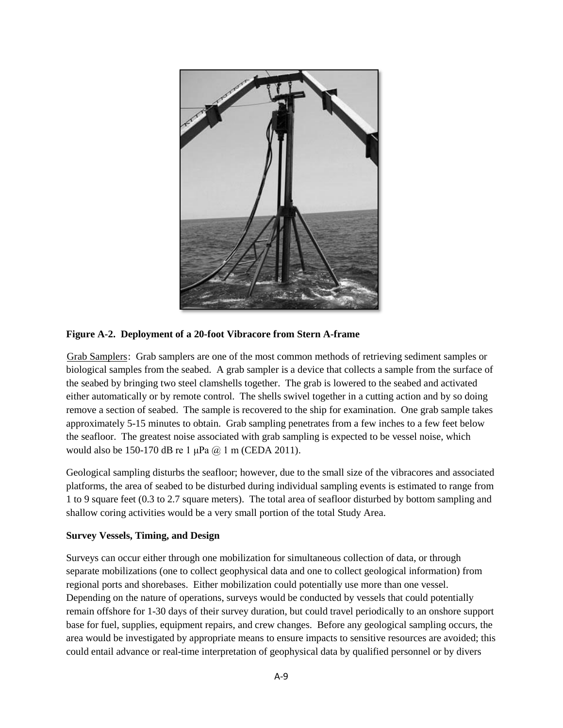**Figure A-2. Deployment of a 20-foot Vibracore from Stern A-frame**

Grab Samplers: Grab samplers are one of the most common methods of retrieving sediment samples or biological samples from the seabed. A grab sampler is a device that collects a sample from the surface of the seabed by bringing two steel clamshells together. The grab is lowered to the seabed and activated either automatically or by remote control. The shells swivel together in a cutting action and by so doing remove a section of seabed. The sample is recovered to the ship for examination. One grab sample takes approximately 5-15 minutes to obtain. Grab sampling penetrates from a few inches to a few feet below the seafloor. The greatest noise associated with grab sampling is expected to be vessel noise, which would also be 150-170 dB re 1 μPa @ 1 m (CEDA 2011).

Geological sampling disturbs the seafloor; however, due to the small size of the vibracores and associated platforms, the area of seabed to be disturbed during individual sampling events is estimated to range from 1 to 9 square feet (0.3 to 2.7 square meters). The total area of seafloor disturbed by bottom sampling and shallow coring activities would be a very small portion of the total Study Area.

**Survey Vessels, Timing, and Design**

Surveys can occur either through one mobilization for simultaneous collection of data, or through separate mobilizations (one to collect geophysical data and one to collect geological information) from regional ports and shorebases. Either mobilization could potentially use more than one vessel. Depending on the nature of operations, surveys would be conducted by vessels that could potentially remain offshore for 1-30 days of their survey duration, but could travel periodically to an onshore support base for fuel, supplies, equipment repairs, and crew changes. Before any geological sampling occurs, the area would be investigated by appropriate means to ensure impacts to sensitive resources are avoided; this could entail advance or real-time interpretation of geophysical data by qualified personnel or by divers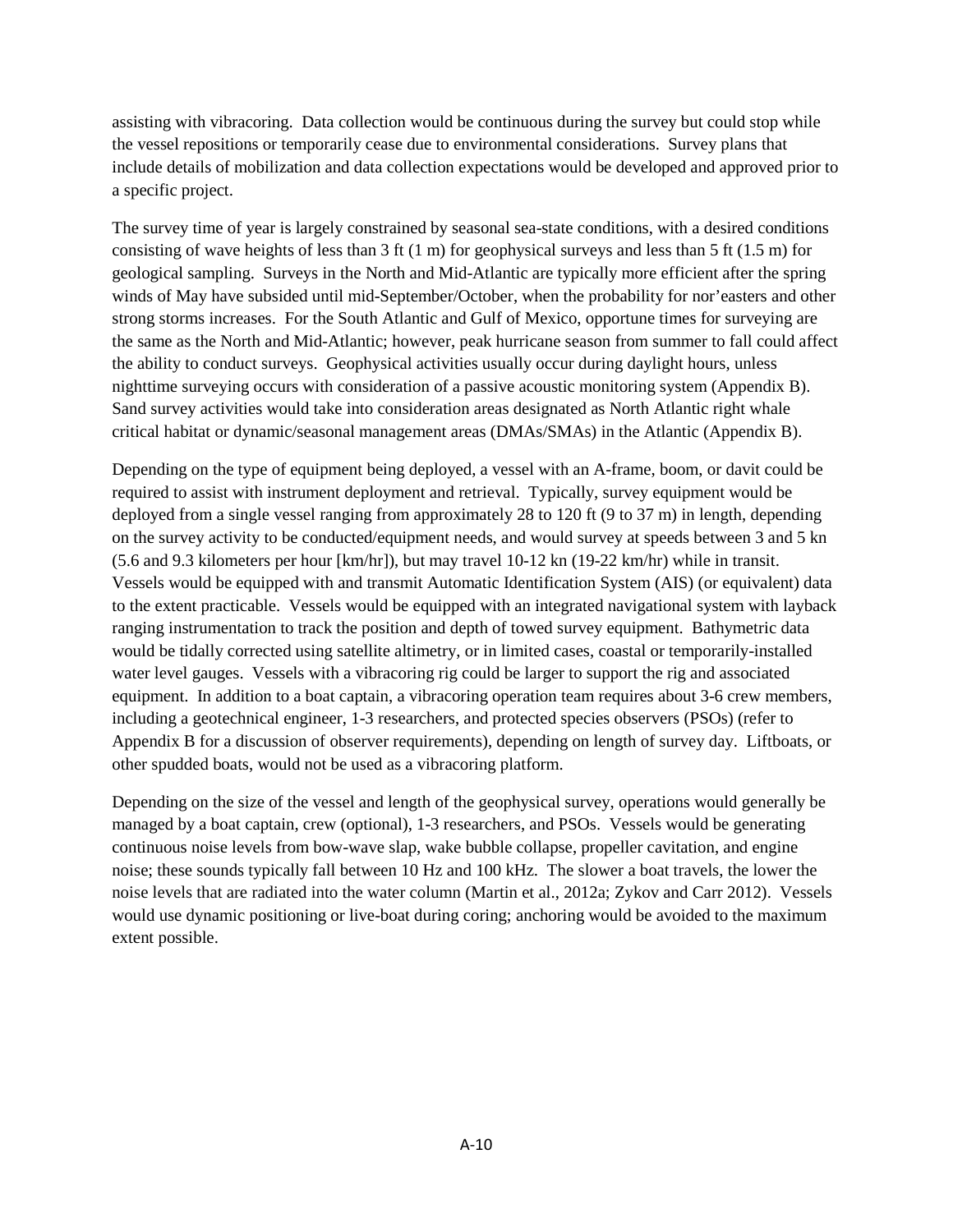assisting with vibracoring. Data collection would be continuous during the survey but could stop while the vessel repositions or temporarily cease due to environmental considerations. Survey plans that include details of mobilization and data collection expectations would be developed and approved prior to a specific project.

The survey time of year is largely constrained by seasonal sea-state conditions, with a desired conditions consisting of wave heights of less than 3 ft (1 m) for geophysical surveys and less than 5 ft (1.5 m) for geological sampling. Surveys in the North and Mid-Atlantic are typically more efficient after the spring winds of May have subsided until mid-September/October, when the probability for nor'easters and other strong storms increases. For the South Atlantic and Gulf of Mexico, opportune times for surveying are the same as the North and Mid-Atlantic; however, peak hurricane season from summer to fall could affect the ability to conduct surveys. Geophysical activities usually occur during daylight hours, unless nighttime surveying occurs with consideration of a passive acoustic monitoring system (Appendix B). Sand survey activities would take into consideration areas designated as North Atlantic right whale critical habitat or dynamic/seasonal management areas (DMAs/SMAs) in the Atlantic (Appendix B).

Depending on the type of equipment being deployed, a vessel with an A-frame, boom, or davit could be required to assist with instrument deployment and retrieval. Typically, survey equipment would be deployed from a single vessel ranging from approximately 28 to 120 ft (9 to 37 m) in length, depending on the survey activity to be conducted/equipment needs, and would survey at speeds between 3 and 5 kn (5.6 and 9.3 kilometers per hour [km/hr]), but may travel 10-12 kn (19-22 km/hr) while in transit. Vessels would be equipped with and transmit Automatic Identification System (AIS) (or equivalent) data to the extent practicable. Vessels would be equipped with an integrated navigational system with layback ranging instrumentation to track the position and depth of towed survey equipment. Bathymetric data would be tidally corrected using satellite altimetry, or in limited cases, coastal or temporarily-installed water level gauges. Vessels with a vibracoring rig could be larger to support the rig and associated equipment. In addition to a boat captain, a vibracoring operation team requires about 3-6 crew members, including a geotechnical engineer, 1-3 researchers, and protected species observers (PSOs) (refer to Appendix B for a discussion of observer requirements), depending on length of survey day. Liftboats, or other spudded boats, would not be used as a vibracoring platform.

Depending on the size of the vessel and length of the geophysical survey, operations would generally be managed by a boat captain, crew (optional), 1-3 researchers, and PSOs. Vessels would be generating continuous noise levels from bow-wave slap, wake bubble collapse, propeller cavitation, and engine noise; these sounds typically fall between 10 Hz and 100 kHz. The slower a boat travels, the lower the noise levels that are radiated into the water column (Martin et al., 2012a; Zykov and Carr 2012). Vessels would use dynamic positioning or live-boat during coring; anchoring would be avoided to the maximum extent possible.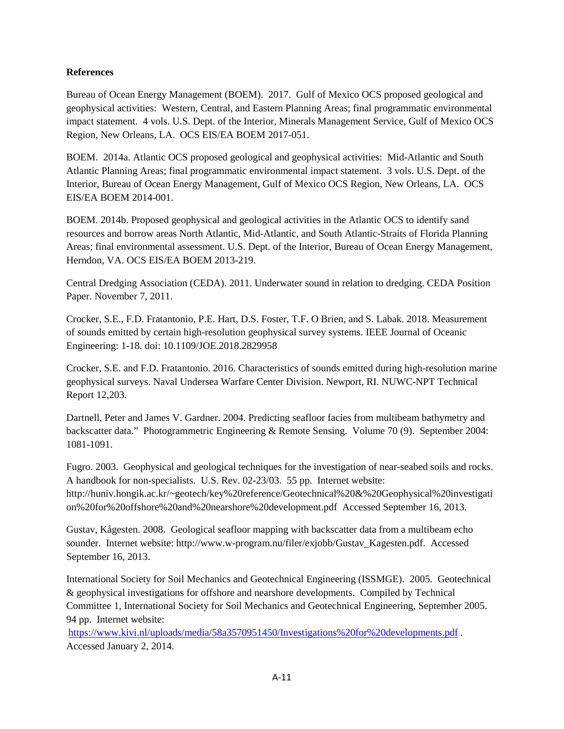**References**

Bureau of Ocean Energy Management (BOEM). 2017. Gulf of Mexico OCS proposed geological and geophysical activities: Western, Central, and Eastern Planning Areas; final programmatic environmental impact statement. 4 vols. U.S. Dept. of the Interior, Minerals Management Service, Gulf of Mexico OCS Region, New Orleans, LA. OCS EIS/EA BOEM 2017-051.

BOEM. 2014a. Atlantic OCS proposed geological and geophysical activities: Mid-Atlantic and South Atlantic Planning Areas; final programmatic environmental impact statement. 3 vols. U.S. Dept. of the Interior, Bureau of Ocean Energy Management, Gulf of Mexico OCS Region, New Orleans, LA. OCS EIS/EA BOEM 2014-001.

BOEM. 2014b. Proposed geophysical and geological activities in the Atlantic OCS to identify sand resources and borrow areas North Atlantic, Mid-Atlantic, and South Atlantic-Straits of Florida Planning Areas; final environmental assessment. U.S. Dept. of the Interior, Bureau of Ocean Energy Management, Herndon, VA. OCS EIS/EA BOEM 2013-219.

Central Dredging Association (CEDA). 2011. Underwater sound in relation to dredging. CEDA Position Paper. November 7, 2011.

Crocker, S.E., F.D. Fratantonio, P.E. Hart, D.S. Foster, T.F. O Brien, and S. Labak. 2018. Measurement of sounds emitted by certain high-resolution geophysical survey systems. IEEE Journal of Oceanic Engineering: 1-18. doi: 10.1109/JOE.2018.2829958

Crocker, S.E. and F.D. Fratantonio. 2016. Characteristics of sounds emitted during high-resolution marine geophysical surveys. Naval Undersea Warfare Center Division. Newport, RI. NUWC-NPT Technical Report 12,203.

Dartnell, Peter and James V. Gardner. 2004. Predicting seafloor facies from multibeam bathymetry and backscatter data." Photogrammetric Engineering & Remote Sensing. Volume 70 (9). September 2004: 1081-1091.

Fugro. 2003. Geophysical and geological techniques for the investigation of near-seabed soils and rocks. A handbook for non-specialists. U.S. Rev. 02-23/03. 55 pp. Internet website: http://huniv.hongik.ac.kr/~geotech/key%20reference/Geotechnical%20&%20Geophysical%20investigation%20for%20offshore%20and%20nearshore%20development.pdf Accessed September 16, 2013.

Gustav, Kågesten. 2008. Geological seafloor mapping with backscatter data from a multibeam echo sounder. Internet website: http://www.w-program.nu/filer/exjobb/Gustav_Kagesten.pdf. Accessed September 16, 2013.

International Society for Soil Mechanics and Geotechnical Engineering (ISSMGE). 2005. Geotechnical & geophysical investigations for offshore and nearshore developments. Compiled by Technical Committee 1, International Society for Soil Mechanics and Geotechnical Engineering, September 2005. 94 pp. Internet website: https://www.kivi.nl/uploads/media/58a3570951450/Investigations%20for%20developments.pdf. Accessed January 2, 2014.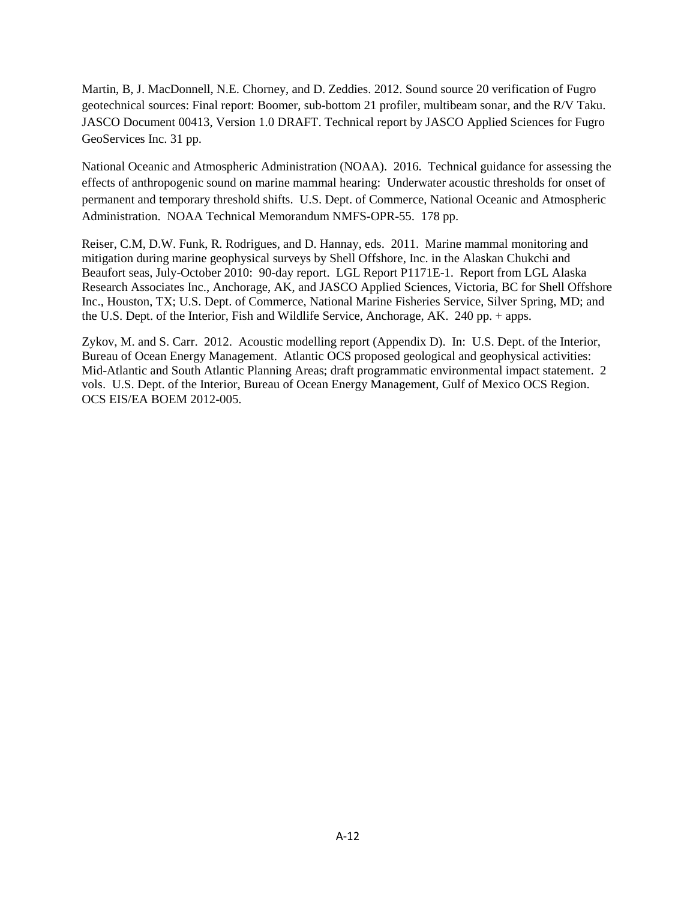Martin, B, J. MacDonnell, N.E. Chorney, and D. Zeddies. 2012. Sound source 20 verification of Fugro geotechnical sources: Final report: Boomer, sub-bottom 21 profiler, multibeam sonar, and the R/V Taku. JASCO Document 00413, Version 1.0 DRAFT. Technical report by JASCO Applied Sciences for Fugro GeoServices Inc. 31 pp.

National Oceanic and Atmospheric Administration (NOAA). 2016. Technical guidance for assessing the effects of anthropogenic sound on marine mammal hearing: Underwater acoustic thresholds for onset of permanent and temporary threshold shifts. U.S. Dept. of Commerce, National Oceanic and Atmospheric Administration. NOAA Technical Memorandum NMFS-OPR-55. 178 pp.

Reiser, C.M, D.W. Funk, R. Rodrigues, and D. Hannay, eds. 2011. Marine mammal monitoring and mitigation during marine geophysical surveys by Shell Offshore, Inc. in the Alaskan Chukchi and Beaufort seas, July-October 2010: 90-day report. LGL Report P1171E-1. Report from LGL Alaska Research Associates Inc., Anchorage, AK, and JASCO Applied Sciences, Victoria, BC for Shell Offshore Inc., Houston, TX; U.S. Dept. of Commerce, National Marine Fisheries Service, Silver Spring, MD; and the U.S. Dept. of the Interior, Fish and Wildlife Service, Anchorage, AK. 240 pp. + apps.

Zykov, M. and S. Carr. 2012. Acoustic modelling report (Appendix D). In: U.S. Dept. of the Interior, Bureau of Ocean Energy Management. Atlantic OCS proposed geological and geophysical activities: Mid-Atlantic and South Atlantic Planning Areas; draft programmatic environmental impact statement. 2 vols. U.S. Dept. of the Interior, Bureau of Ocean Energy Management, Gulf of Mexico OCS Region. OCS EIS/EA BOEM 2012-005.